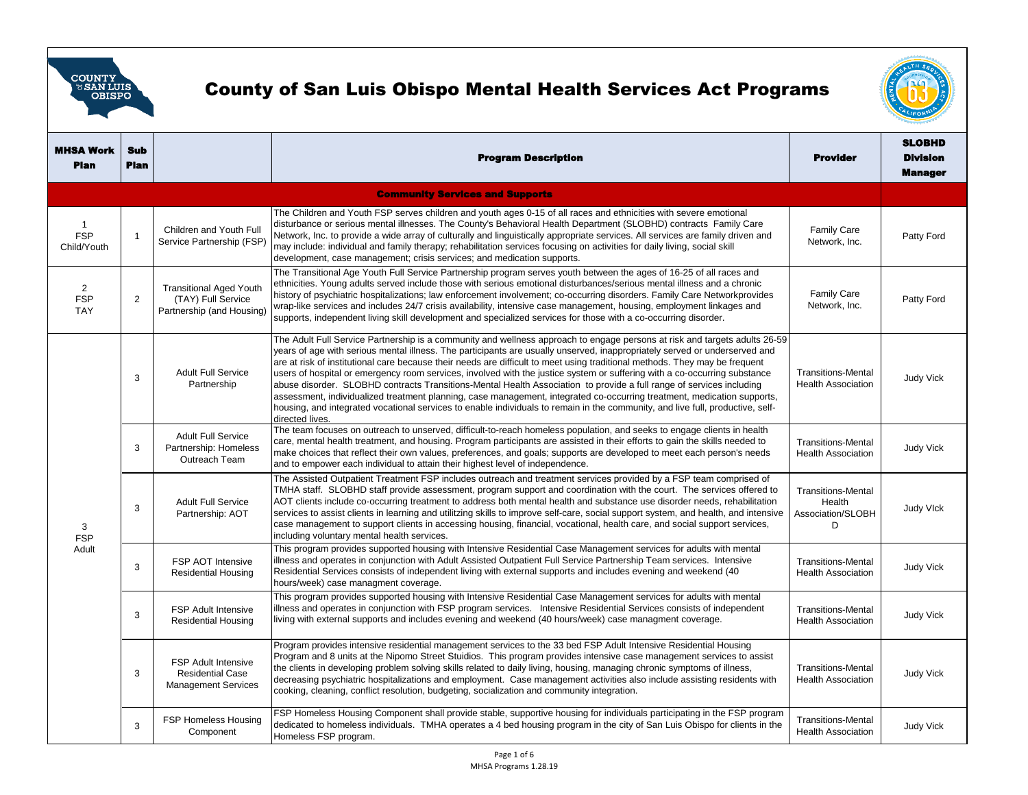# County of San Luis Obispo Mental Health Services Act Programs

| MHSA Work Plan | Sub Plan | | Program Description | Provider | SLOBHD Division Manager |
|---|---|---|---|---|---|
| **Community Services and Supports** | | | | | |
| 1 FSP Child/Youth | 1 | Children and Youth Full Service Partnership (FSP) | The Children and Youth FSP serves children and youth ages 0-15 of all races and ethnicities with severe emotional disturbance or serious mental illnesses. The County's Behavioral Health Department (SLOBHD) contracts Family Care Network, Inc. to provide a wide array of culturally and linguistically appropriate services. All services are family driven and may include: individual and family therapy; rehabilitation services focusing on activities for daily living, social skill development, case management; crisis services; and medication supports. | Family Care Network, Inc. | Patty Ford |
| 2 FSP TAY | 2 | Transitional Aged Youth (TAY) Full Service Partnership (and Housing) | The Transitional Age Youth Full Service Partnership program serves youth between the ages of 16-25 of all races and ethnicities. Young adults served include those with serious emotional disturbances/serious mental illness and a chronic history of psychiatric hospitalizations; law enforcement involvement; co-occurring disorders. Family Care Networkprovides wrap-like services and includes 24/7 crisis availability, intensive case management, housing, employment linkages and supports, independent living skill development and specialized services for those with a co-occurring disorder. | Family Care Network, Inc. | Patty Ford |
| 3 FSP Adult | 3 | Adult Full Service Partnership | The Adult Full Service Partnership is a community and wellness approach to engage persons at risk and targets adults 26-59 years of age with serious mental illness. The participants are usually unserved, inappropriately served or underserved and are at risk of institutional care because their needs are difficult to meet using traditional methods. They may be frequent users of hospital or emergency room services, involved with the justice system or suffering with a co-occurring substance abuse disorder. SLOBHD contracts Transitions-Mental Health Association to provide a full range of services including assessment, individualized treatment planning, case management, integrated co-occurring treatment, medication supports, housing, and integrated vocational services to enable individuals to remain in the community, and live full, productive, self-directed lives. | Transitions-Mental Health Association | Judy Vick |
| | 3 | Adult Full Service Partnership: Homeless Outreach Team | The team focuses on outreach to unserved, difficult-to-reach homeless population, and seeks to engage clients in health care, mental health treatment, and housing. Program participants are assisted in their efforts to gain the skills needed to make choices that reflect their own values, preferences, and goals; supports are developed to meet each person's needs and to empower each individual to attain their highest level of independence. | Transitions-Mental Health Association | Judy Vick |
| | 3 | Adult Full Service Partnership: AOT | The Assisted Outpatient Treatment FSP includes outreach and treatment services provided by a FSP team comprised of TMHA staff. SLOBHD staff provide assessment, program support and coordination with the court. The services offered to AOT clients include co-occurring treatment to address both mental health and substance use disorder needs, rehabilitation services to assist clients in learning and utilitzing skills to improve self-care, social support system, and health, and intensive case management to support clients in accessing housing, financial, vocational, health care, and social support services, including voluntary mental health services. | Transitions-Mental Health Association/SLOBHD | Judy VIck |
| | 3 | FSP AOT Intensive Residential Housing | This program provides supported housing with Intensive Residential Case Management services for adults with mental illness and operates in conjunction with Adult Assisted Outpatient Full Service Partnership Team services. Intensive Residential Services consists of independent living with external supports and includes evening and weekend (40 hours/week) case managment coverage. | Transitions-Mental Health Association | Judy Vick |
| | 3 | FSP Adult Intensive Residential Housing | This program provides supported housing with Intensive Residential Case Management services for adults with mental illness and operates in conjunction with FSP program services. Intensive Residential Services consists of independent living with external supports and includes evening and weekend (40 hours/week) case managment coverage. | Transitions-Mental Health Association | Judy Vick |
| | 3 | FSP Adult Intensive Residential Case Management Services | Program provides intensive residential management services to the 33 bed FSP Adult Intensive Residential Housing Program and 8 units at the Nipomo Street Stuidios. This program provides intensive case management services to assist the clients in developing problem solving skills related to daily living, housing, managing chronic symptoms of illness, decreasing psychiatric hospitalizations and employment. Case management activities also include assisting residents with cooking, cleaning, conflict resolution, budgeting, socialization and community integration. | Transitions-Mental Health Association | Judy Vick |
| | 3 | FSP Homeless Housing Component | FSP Homeless Housing Component shall provide stable, supportive housing for individuals participating in the FSP program dedicated to homeless individuals. TMHA operates a 4 bed housing program in the city of San Luis Obispo for clients in the Homeless FSP program. | Transitions-Mental Health Association | Judy Vick |

MHSA Programs 1.28.19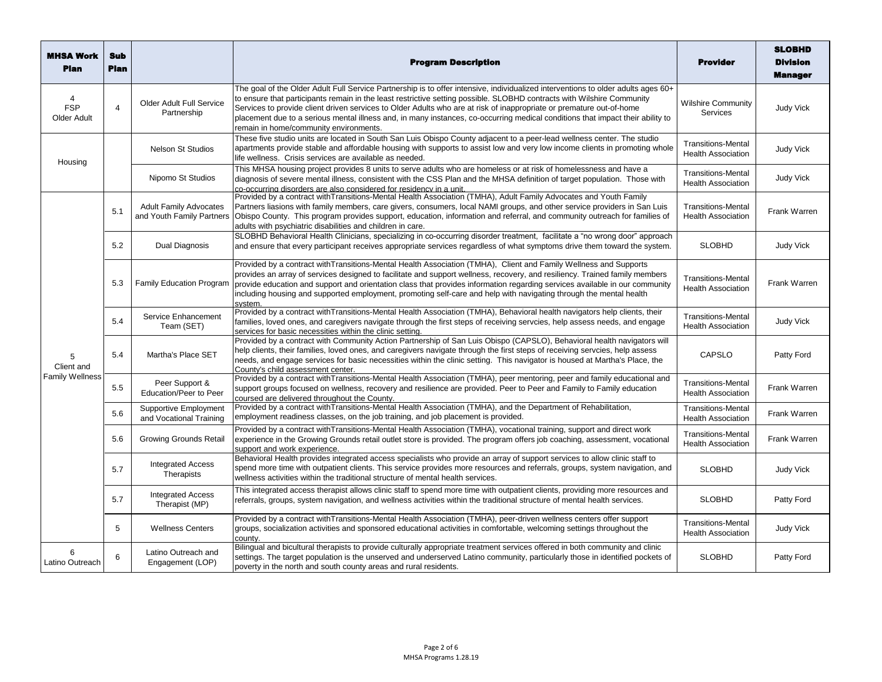| MHSA Work Plan | Sub Plan | | Program Description | Provider | SLOBHD Division Manager |
|---|---|---|---|---|---|
| 4 FSP Older Adult | 4 | Older Adult Full Service Partnership | The goal of the Older Adult Full Service Partnership is to offer intensive, individualized interventions to older adults ages 60+ to ensure that participants remain in the least restrictive setting possible. SLOBHD contracts with Wilshire Community Services to provide client driven services to Older Adults who are at risk of inappropriate or premature out-of-home placement due to a serious mental illness and, in many instances, co-occurring medical conditions that impact their ability to remain in home/community environments. | Wilshire Community Services | Judy Vick |
| Housing | | Nelson St Studios | These five studio units are located in South San Luis Obispo County adjacent to a peer-lead wellness center. The studio apartments provide stable and affordable housing with supports to assist low and very low income clients in promoting whole life wellness. Crisis services are available as needed. | Transitions-Mental Health Association | Judy Vick |
| | | Nipomo St Studios | This MHSA housing project provides 8 units to serve adults who are homeless or at risk of homelessness and have a diagnosis of severe mental illness, consistent with the CSS Plan and the MHSA definition of target population. Those with co-occurring disorders are also considered for residency in a unit. | Transitions-Mental Health Association | Judy Vick |
| 5 Client and Family Wellness | 5.1 | Adult Family Advocates and Youth Family Partners | Provided by a contract withTransitions-Mental Health Association (TMHA), Adult Family Advocates and Youth Family Partners liasions with family members, care givers, consumers, local NAMI groups, and other service providers in San Luis Obispo County. This program provides support, education, information and referral, and community outreach for families of adults with psychiatric disabilities and children in care. | Transitions-Mental Health Association | Frank Warren |
| | 5.2 | Dual Diagnosis | SLOBHD Behavioral Health Clinicians, specializing in co-occurring disorder treatment, facilitate a "no wrong door" approach and ensure that every participant receives appropriate services regardless of what symptoms drive them toward the system. | SLOBHD | Judy Vick |
| | 5.3 | Family Education Program | Provided by a contract withTransitions-Mental Health Association (TMHA), Client and Family Wellness and Supports provides an array of services designed to facilitate and support wellness, recovery, and resiliency. Trained family members provide education and support and orientation class that provides information regarding services available in our community including housing and supported employment, promoting self-care and help with navigating through the mental health system. | Transitions-Mental Health Association | Frank Warren |
| | 5.4 | Service Enhancement Team (SET) | Provided by a contract withTransitions-Mental Health Association (TMHA), Behavioral health navigators help clients, their families, loved ones, and caregivers navigate through the first steps of receiving servcies, help assess needs, and engage services for basic necessities within the clinic setting. | Transitions-Mental Health Association | Judy Vick |
| | 5.4 | Martha's Place SET | Provided by a contract with Community Action Partnership of San Luis Obispo (CAPSLO), Behavioral health navigators will help clients, their families, loved ones, and caregivers navigate through the first steps of receiving servcies, help assess needs, and engage services for basic necessities within the clinic setting. This navigator is housed at Martha's Place, the County's child assessment center. | CAPSLO | Patty Ford |
| | 5.5 | Peer Support & Education/Peer to Peer | Provided by a contract withTransitions-Mental Health Association (TMHA), peer mentoring, peer and family educational and support groups focused on wellness, recovery and resilience are provided. Peer to Peer and Family to Family education coursed are delivered throughout the County. | Transitions-Mental Health Association | Frank Warren |
| | 5.6 | Supportive Employment and Vocational Training | Provided by a contract withTransitions-Mental Health Association (TMHA), and the Department of Rehabilitation, employment readiness classes, on the job training, and job placement is provided. | Transitions-Mental Health Association | Frank Warren |
| | 5.6 | Growing Grounds Retail | Provided by a contract withTransitions-Mental Health Association (TMHA), vocational training, support and direct work experience in the Growing Grounds retail outlet store is provided. The program offers job coaching, assessment, vocational support and work experience. | Transitions-Mental Health Association | Frank Warren |
| | 5.7 | Integrated Access Therapists | Behavioral Health provides integrated access specialists who provide an array of support services to allow clinic staff to spend more time with outpatient clients. This service provides more resources and referrals, groups, system navigation, and wellness activities within the traditional structure of mental health services. | SLOBHD | Judy Vick |
| | 5.7 | Integrated Access Therapist (MP) | This integrated access therapist allows clinic staff to spend more time with outpatient clients, providing more resources and referrals, groups, system navigation, and wellness activities within the traditional structure of mental health services. | SLOBHD | Patty Ford |
| | 5 | Wellness Centers | Provided by a contract withTransitions-Mental Health Association (TMHA), peer-driven wellness centers offer support groups, socialization activities and sponsored educational activities in comfortable, welcoming settings throughout the county. | Transitions-Mental Health Association | Judy Vick |
| 6 Latino Outreach | 6 | Latino Outreach and Engagement (LOP) | Bilingual and bicultural therapists to provide culturally appropriate treatment services offered in both community and clinic settings. The target population is the unserved and underserved Latino community, particularly those in identified pockets of poverty in the north and south county areas and rural residents. | SLOBHD | Patty Ford |

MHSA Programs 1.28.19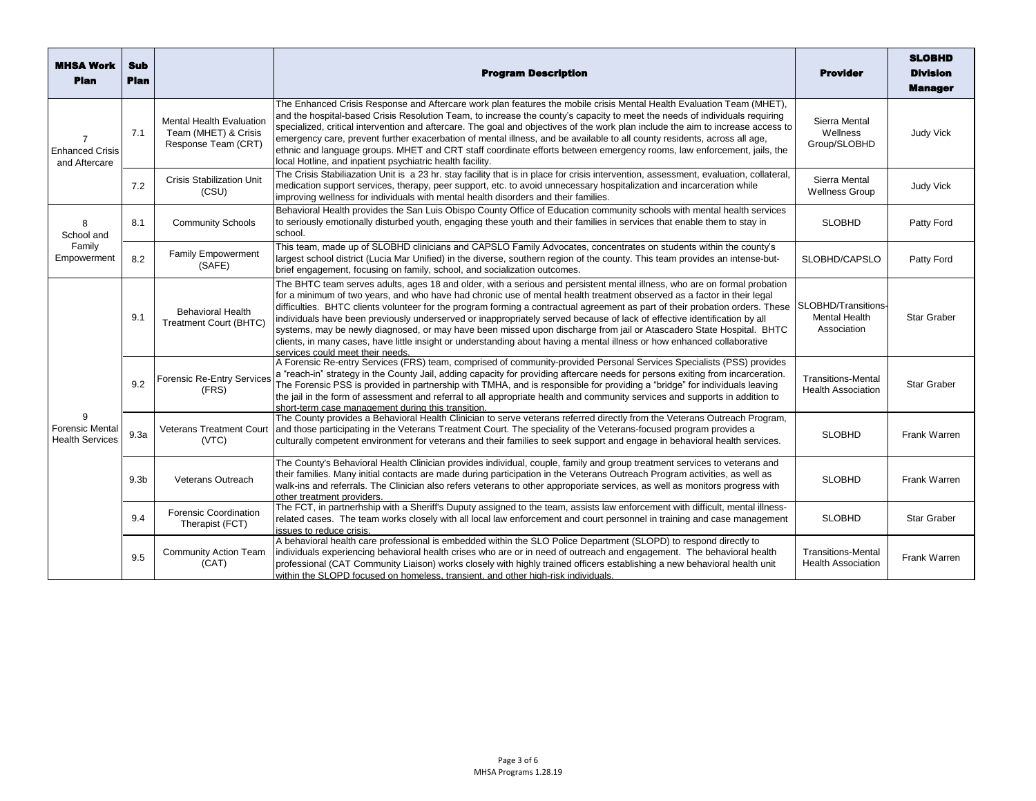| MHSA Work Plan | Sub Plan | | Program Description | Provider | SLOBHD Division Manager |
|---|---|---|---|---|---|
| 7 Enhanced Crisis and Aftercare | 7.1 | Mental Health Evaluation Team (MHET) & Crisis Response Team (CRT) | The Enhanced Crisis Response and Aftercare work plan features the mobile crisis Mental Health Evaluation Team (MHET), and the hospital-based Crisis Resolution Team, to increase the county's capacity to meet the needs of individuals requiring specialized, critical intervention and aftercare. The goal and objectives of the work plan include the aim to increase access to emergency care, prevent further exacerbation of mental illness, and be available to all county residents, across all age, ethnic and language groups. MHET and CRT staff coordinate efforts between emergency rooms, law enforcement, jails, the local Hotline, and inpatient psychiatric health facility. | Sierra Mental Wellness Group/SLOBHD | Judy Vick |
| | 7.2 | Crisis Stabilization Unit (CSU) | The Crisis Stabiliazation Unit is a 23 hr. stay facility that is in place for crisis intervention, assessment, evaluation, collateral, medication support services, therapy, peer support, etc. to avoid unnecessary hospitalization and incarceration while improving wellness for individuals with mental health disorders and their families. | Sierra Mental Wellness Group | Judy Vick |
| 8 School and Family Empowerment | 8.1 | Community Schools | Behavioral Health provides the San Luis Obispo County Office of Education community schools with mental health services to seriously emotionally disturbed youth, engaging these youth and their families in services that enable them to stay in school. | SLOBHD | Patty Ford |
| | 8.2 | Family Empowerment (SAFE) | This team, made up of SLOBHD clinicians and CAPSLO Family Advocates, concentrates on students within the county's largest school district (Lucia Mar Unified) in the diverse, southern region of the county. This team provides an intense-but-brief engagement, focusing on family, school, and socialization outcomes. | SLOBHD/CAPSLO | Patty Ford |
| 9 Forensic Mental Health Services | 9.1 | Behavioral Health Treatment Court (BHTC) | The BHTC team serves adults, ages 18 and older, with a serious and persistent mental illness, who are on formal probation for a minimum of two years, and who have had chronic use of mental health treatment observed as a factor in their legal difficulties. BHTC clients volunteer for the program forming a contractual agreement as part of their probation orders. These individuals have been previously underserved or inappropriately served because of lack of effective identification by all systems, may be newly diagnosed, or may have been missed upon discharge from jail or Atascadero State Hospital. BHTC clients, in many cases, have little insight or understanding about having a mental illness or how enhanced collaborative services could meet their needs. | SLOBHD/Transitions-Mental Health Association | Star Graber |
| | 9.2 | Forensic Re-Entry Services (FRS) | A Forensic Re-entry Services (FRS) team, comprised of community-provided Personal Services Specialists (PSS) provides a "reach-in" strategy in the County Jail, adding capacity for providing aftercare needs for persons exiting from incarceration. The Forensic PSS is provided in partnership with TMHA, and is responsible for providing a "bridge" for individuals leaving the jail in the form of assessment and referral to all appropriate health and community services and supports in addition to short-term case management during this transition. | Transitions-Mental Health Association | Star Graber |
| | 9.3a | Veterans Treatment Court (VTC) | The County provides a Behavioral Health Clinician to serve veterans referred directly from the Veterans Outreach Program, and those participating in the Veterans Treatment Court. The speciality of the Veterans-focused program provides a culturally competent environment for veterans and their families to seek support and engage in behavioral health services. | SLOBHD | Frank Warren |
| | 9.3b | Veterans Outreach | The County's Behavioral Health Clinician provides individual, couple, family and group treatment services to veterans and their families. Many initial contacts are made during participation in the Veterans Outreach Program activities, as well as walk-ins and referrals. The Clinician also refers veterans to other appropriate services, as well as monitors progress with other treatment providers. | SLOBHD | Frank Warren |
| | 9.4 | Forensic Coordination Therapist (FCT) | The FCT, in partnerhship with a Sheriff's Duputy assigned to the team, assists law enforcement with difficult, mental illness-related cases. The team works closely with all local law enforcement and court personnel in training and case management issues to reduce crisis. | SLOBHD | Star Graber |
| | 9.5 | Community Action Team (CAT) | A behavioral health care professional is embedded within the SLO Police Department (SLOPD) to respond directly to individuals experiencing behavioral health crises who are or in need of outreach and engagement. The behavioral health professional (CAT Community Liaison) works closely with highly trained officers establishing a new behavioral health unit within the SLOPD focused on homeless, transient, and other high-risk individuals. | Transitions-Mental Health Association | Frank Warren |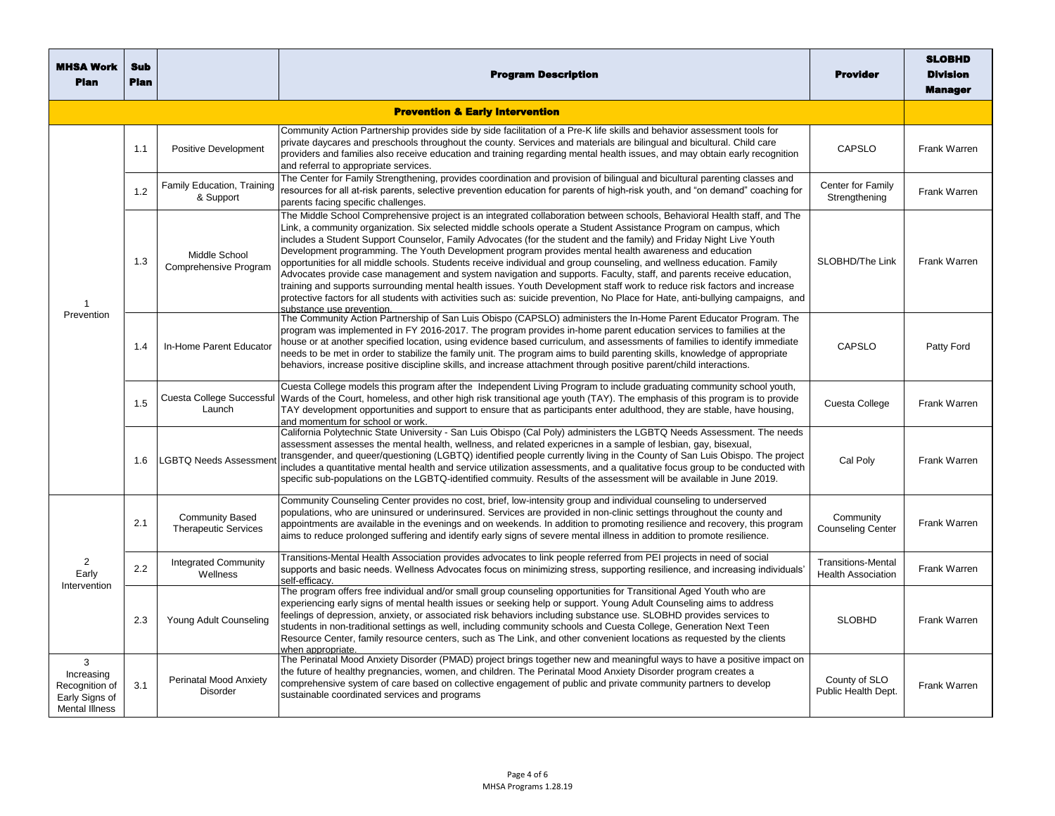| MHSA Work Plan | Sub Plan | | Program Description | Provider | SLOBHD Division Manager |
|---|---|---|---|---|---|
| **Prevention & Early Intervention** | | | | | |
| 1 Prevention | 1.1 | Positive Development | Community Action Partnership provides side by side facilitation of a Pre-K life skills and behavior assessment tools for private daycares and preschools throughout the county. Services and materials are bilingual and bicultural. Child care providers and families also receive education and training regarding mental health issues, and may obtain early recognition and referral to appropriate services. | CAPSLO | Frank Warren |
| | 1.2 | Family Education, Training & Support | The Center for Family Strengthening, provides coordination and provision of bilingual and bicultural parenting classes and resources for all at-risk parents, selective prevention education for parents of high-risk youth, and "on demand" coaching for parents facing specific challenges. | Center for Family Strengthening | Frank Warren |
| | 1.3 | Middle School Comprehensive Program | The Middle School Comprehensive project is an integrated collaboration between schools, Behavioral Health staff, and The Link, a community organization. Six selected middle schools operate a Student Assistance Program on campus, which includes a Student Support Counselor, Family Advocates (for the student and the family) and Friday Night Live Youth Development programming. The Youth Development program provides mental health awareness and education opportunities for all middle schools. Students receive individual and group counseling, and wellness education. Family Advocates provide case management and system navigation and supports. Faculty, staff, and parents receive education, training and supports surrounding mental health issues. Youth Development staff work to reduce risk factors and increase protective factors for all students with activities such as: suicide prevention, No Place for Hate, anti-bullying campaigns, and substance use prevention. | SLOBHD/The Link | Frank Warren |
| | 1.4 | In-Home Parent Educator | The Community Action Partnership of San Luis Obispo (CAPSLO) administers the In-Home Parent Educator Program. The program was implemented in FY 2016-2017. The program provides in-home parent education services to families at the house or at another specified location, using evidence based curriculum, and assessments of families to identify immediate needs to be met in order to stabilize the family unit. The program aims to build parenting skills, knowledge of appropriate behaviors, increase positive discipline skills, and increase attachment through positive parent/child interactions. | CAPSLO | Patty Ford |
| | 1.5 | Cuesta College Successful Launch | Cuesta College models this program after the Independent Living Program to include graduating community school youth, Wards of the Court, homeless, and other high risk transitional age youth (TAY). The emphasis of this program is to provide TAY development opportunities and support to ensure that as participants enter adulthood, they are stable, have housing, and momentum for school or work. | Cuesta College | Frank Warren |
| | 1.6 | LGBTQ Needs Assessment | California Polytechnic State University - San Luis Obispo (Cal Poly) administers the LGBTQ Needs Assessment. The needs assessment assesses the mental health, wellness, and related expericnes in a sample of lesbian, gay, bisexual, transgender, and queer/questioning (LGBTQ) identified people currently living in the County of San Luis Obispo. The project includes a quantitative mental health and service utilization assessments, and a qualitative focus group to be conducted with specific sub-populations on the LGBTQ-identified commuity. Results of the assessment will be available in June 2019. | Cal Poly | Frank Warren |
| 2 Early Intervention | 2.1 | Community Based Therapeutic Services | Community Counseling Center provides no cost, brief, low-intensity group and individual counseling to underserved populations, who are uninsured or underinsured. Services are provided in non-clinic settings throughout the county and appointments are available in the evenings and on weekends. In addition to promoting resilience and recovery, this program aims to reduce prolonged suffering and identify early signs of severe mental illness in addition to promote resilience. | Community Counseling Center | Frank Warren |
| | 2.2 | Integrated Community Wellness | Transitions-Mental Health Association provides advocates to link people referred from PEI projects in need of social supports and basic needs. Wellness Advocates focus on minimizing stress, supporting resilience, and increasing individuals' self-efficacy. | Transitions-Mental Health Association | Frank Warren |
| | 2.3 | Young Adult Counseling | The program offers free individual and/or small group counseling opportunities for Transitional Aged Youth who are experiencing early signs of mental health issues or seeking help or support. Young Adult Counseling aims to address feelings of depression, anxiety, or associated risk behaviors including substance use. SLOBHD provides services to students in non-traditional settings as well, including community schools and Cuesta College, Generation Next Teen Resource Center, family resource centers, such as The Link, and other convenient locations as requested by the clients when appropriate. | SLOBHD | Frank Warren |
| 3 Increasing Recognition of Early Signs of Mental Illness | 3.1 | Perinatal Mood Anxiety Disorder | The Perinatal Mood Anxiety Disorder (PMAD) project brings together new and meaningful ways to have a positive impact on the future of healthy pregnancies, women, and children. The Perinatal Mood Anxiety Disorder program creates a comprehensive system of care based on collective engagement of public and private community partners to develop sustainable coordinated services and programs | County of SLO Public Health Dept. | Frank Warren |

MHSA Programs 1.28.19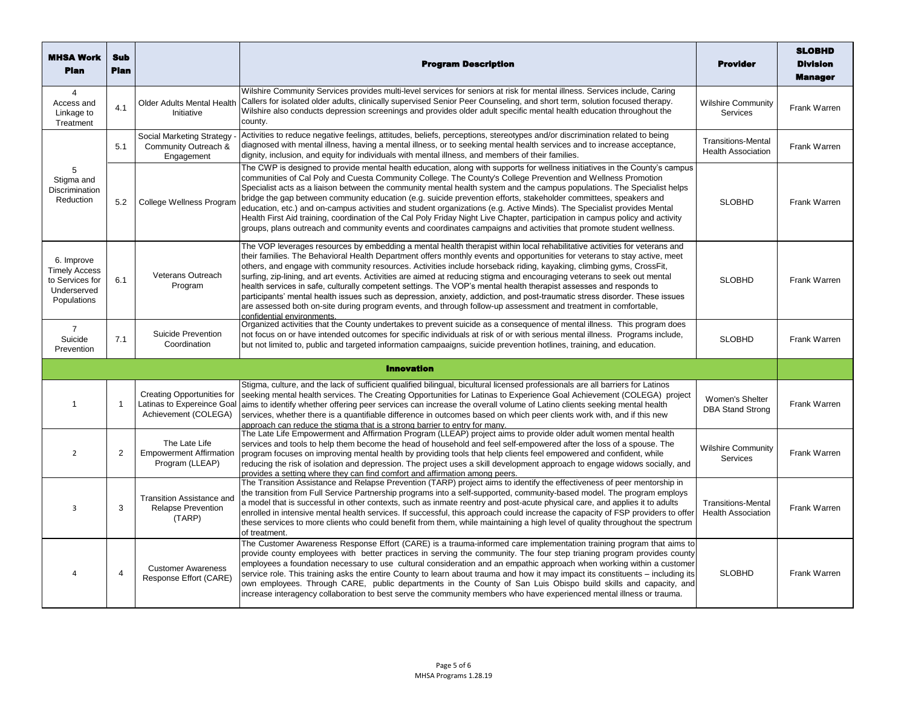| MHSA Work Plan | Sub Plan | | Program Description | Provider | SLOBHD Division Manager |
|---|---|---|---|---|---|
| 4 Access and Linkage to Treatment | 4.1 | Older Adults Mental Health Initiative | Wilshire Community Services provides multi-level services for seniors at risk for mental illness. Services include, Caring Callers for isolated older adults, clinically supervised Senior Peer Counseling, and short term, solution focused therapy. Wilshire also conducts depression screenings and provides older adult specific mental health education throughout the county. | Wilshire Community Services | Frank Warren |
| 5 Stigma and Discrimination Reduction | 5.1 | Social Marketing Strategy - Community Outreach & Engagement | Activities to reduce negative feelings, attitudes, beliefs, perceptions, stereotypes and/or discrimination related to being diagnosed with mental illness, having a mental illness, or to seeking mental health services and to increase acceptance, dignity, inclusion, and equity for individuals with mental illness, and members of their families. | Transitions-Mental Health Association | Frank Warren |
| | 5.2 | College Wellness Program | The CWP is designed to provide mental health education, along with supports for wellness initiatives in the County's campus communities of Cal Poly and Cuesta Community College. The County's College Prevention and Wellness Promotion Specialist acts as a liaison between the community mental health system and the campus populations. The Specialist helps bridge the gap between community education (e.g. suicide prevention efforts, stakeholder committees, speakers and education, etc.) and on-campus activities and student organizations (e.g. Active Minds). The Specialist provides Mental Health First Aid training, coordination of the Cal Poly Friday Night Live Chapter, participation in campus policy and activity groups, plans outreach and community events and coordinates campaigns and activities that promote student wellness. | SLOBHD | Frank Warren |
| 6. Improve Timely Access to Services for Underserved Populations | 6.1 | Veterans Outreach Program | The VOP leverages resources by embedding a mental health therapist within local rehabilitative activities for veterans and their families. The Behavioral Health Department offers monthly events and opportunities for veterans to stay active, meet others, and engage with community resources. Activities include horseback riding, kayaking, climbing gyms, CrossFit, surfing, zip-lining, and art events. Activities are aimed at reducing stigma and encouraging veterans to seek out mental health services in safe, culturally competent settings. The VOP's mental health therapist assesses and responds to participants' mental health issues such as depression, anxiety, addiction, and post-traumatic stress disorder. These issues are assessed both on-site during program events, and through follow-up assessment and treatment in comfortable, confidential environments. | SLOBHD | Frank Warren |
| 7 Suicide Prevention | 7.1 | Suicide Prevention Coordination | Organized activities that the County undertakes to prevent suicide as a consequence of mental illness. This program does not focus on or have intended outcomes for specific individuals at risk of or with serious mental illness. Programs include, but not limited to, public and targeted information campaaigns, suicide prevention hotlines, training, and education. | SLOBHD | Frank Warren |
| | | | **Innovation** | | |
| 1 | 1 | Creating Opportunities for Latinas to Expereince Goal Achievement (COLEGA) | Stigma, culture, and the lack of sufficient qualified bilingual, bicultural licensed professionals are all barriers for Latinos seeking mental health services. The Creating Opportunities for Latinas to Experience Goal Achievement (COLEGA) project aims to identify whether offering peer services can increase the overall volume of Latino clients seeking mental health services, whether there is a quantifiable difference in outcomes based on which peer clients work with, and if this new approach can reduce the stigma that is a strong barrier to entry for many. | Women's Shelter DBA Stand Strong | Frank Warren |
| 2 | 2 | The Late Life Empowerment Affirmation Program (LLEAP) | The Late Life Empowerment and Affirmation Program (LLEAP) project aims to provide older adult women mental health services and tools to help them become the head of household and feel self-empowered after the loss of a spouse. The program focuses on improving mental health by providing tools that help clients feel empowered and confident, while reducing the risk of isolation and depression. The project uses a skill development approach to engage widows socially, and provides a setting where they can find comfort and affirmation among peers. | Wilshire Community Services | Frank Warren |
| 3 | 3 | Transition Assistance and Relapse Prevention (TARP) | The Transition Assistance and Relapse Prevention (TARP) project aims to identify the effectiveness of peer mentorship in the transition from Full Service Partnership programs into a self-supported, community-based model. The program employs a model that is successful in other contexts, such as inmate reentry and post-acute physical care, and applies it to adults enrolled in intensive mental health services. If successful, this approach could increase the capacity of FSP providers to offer these services to more clients who could benefit from them, while maintaining a high level of quality throughout the spectrum of treatment. | Transitions-Mental Health Association | Frank Warren |
| 4 | 4 | Customer Awareness Response Effort (CARE) | The Customer Awareness Response Effort (CARE) is a trauma-informed care implementation training program that aims to provide county employees with better practices in serving the community. The four step trianing program provides county employees a foundation necessary to use cultural consideration and an empathic approach when working within a customer service role. This training asks the entire County to learn about trauma and how it may impact its constituents – including its own employees. Through CARE, public departments in the County of San Luis Obispo build skills and capacity, and increase interagency collaboration to best serve the community members who have experienced mental illness or trauma. | SLOBHD | Frank Warren |

MHSA Programs 1.28.19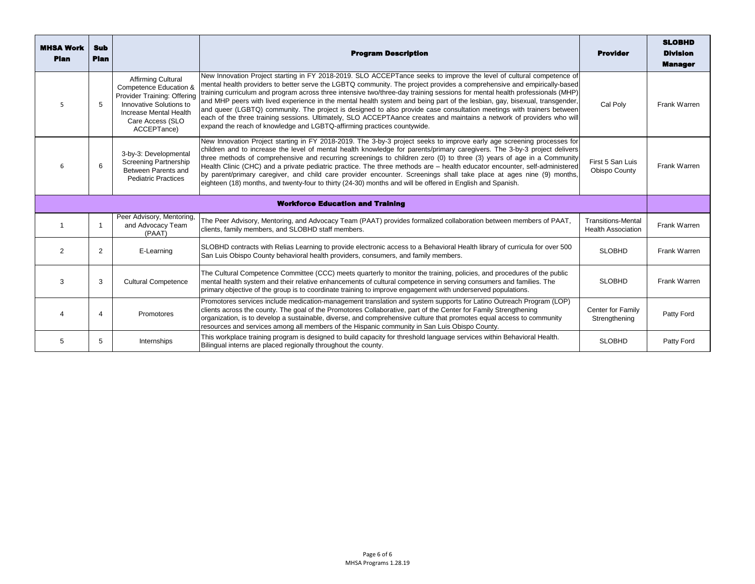| MHSA Work Plan | Sub Plan | | Program Description | Provider | SLOBHD Division Manager |
|---|---|---|---|---|---|
| 5 | 5 | Affirming Cultural Competence Education & Provider Training: Offering Innovative Solutions to Increase Mental Health Care Access (SLO ACCEPTance) | New Innovation Project starting in FY 2018-2019. SLO ACCEPTance seeks to improve the level of cultural competence of mental health providers to better serve the LGBTQ community. The project provides a comprehensive and empirically-based training curriculum and program across three intensive two/three-day training sessions for mental health professionals (MHP) and MHP peers with lived experience in the mental health system and being part of the lesbian, gay, bisexual, transgender, and queer (LGBTQ) community. The project is designed to also provide case consultation meetings with trainers between each of the three training sessions. Ultimately, SLO ACCEPTAance creates and maintains a network of providers who will expand the reach of knowledge and LGBTQ-affirming practices countywide. | Cal Poly | Frank Warren |
| 6 | 6 | 3-by-3: Developmental Screening Partnership Between Parents and Pediatric Practices | New Innovation Project starting in FY 2018-2019. The 3-by-3 project seeks to improve early age screening processes for children and to increase the level of mental health knowledge for parents/primary caregivers. The 3-by-3 project delivers three methods of comprehensive and recurring screenings to children zero (0) to three (3) years of age in a Community Health Clinic (CHC) and a private pediatric practice. The three methods are – health educator encounter, self-administered by parent/primary caregiver, and child care provider encounter. Screenings shall take place at ages nine (9) months, eighteen (18) months, and twenty-four to thirty (24-30) months and will be offered in English and Spanish. | First 5 San Luis Obispo County | Frank Warren |
| | | | **Workforce Education and Training** | | |
| 1 | 1 | Peer Advisory, Mentoring, and Advocacy Team (PAAT) | The Peer Advisory, Mentoring, and Advocacy Team (PAAT) provides formalized collaboration between members of PAAT, clients, family members, and SLOBHD staff members. | Transitions-Mental Health Association | Frank Warren |
| 2 | 2 | E-Learning | SLOBHD contracts with Relias Learning to provide electronic access to a Behavioral Health library of curricula for over 500 San Luis Obispo County behavioral health providers, consumers, and family members. | SLOBHD | Frank Warren |
| 3 | 3 | Cultural Competence | The Cultural Competence Committee (CCC) meets quarterly to monitor the training, policies, and procedures of the public mental health system and their relative enhancements of cultural competence in serving consumers and families. The primary objective of the group is to coordinate training to improve engagement with underserved populations. | SLOBHD | Frank Warren |
| 4 | 4 | Promotores | Promotores services include medication-management translation and system supports for Latino Outreach Program (LOP) clients across the county. The goal of the Promotores Collaborative, part of the Center for Family Strengthening organization, is to develop a sustainable, diverse, and comprehensive culture that promotes equal access to community resources and services among all members of the Hispanic community in San Luis Obispo County. | Center for Family Strengthening | Patty Ford |
| 5 | 5 | Internships | This workplace training program is designed to build capacity for threshold language services within Behavioral Health. Bilingual interns are placed regionally throughout the county. | SLOBHD | Patty Ford |

MHSA Programs 1.28.19